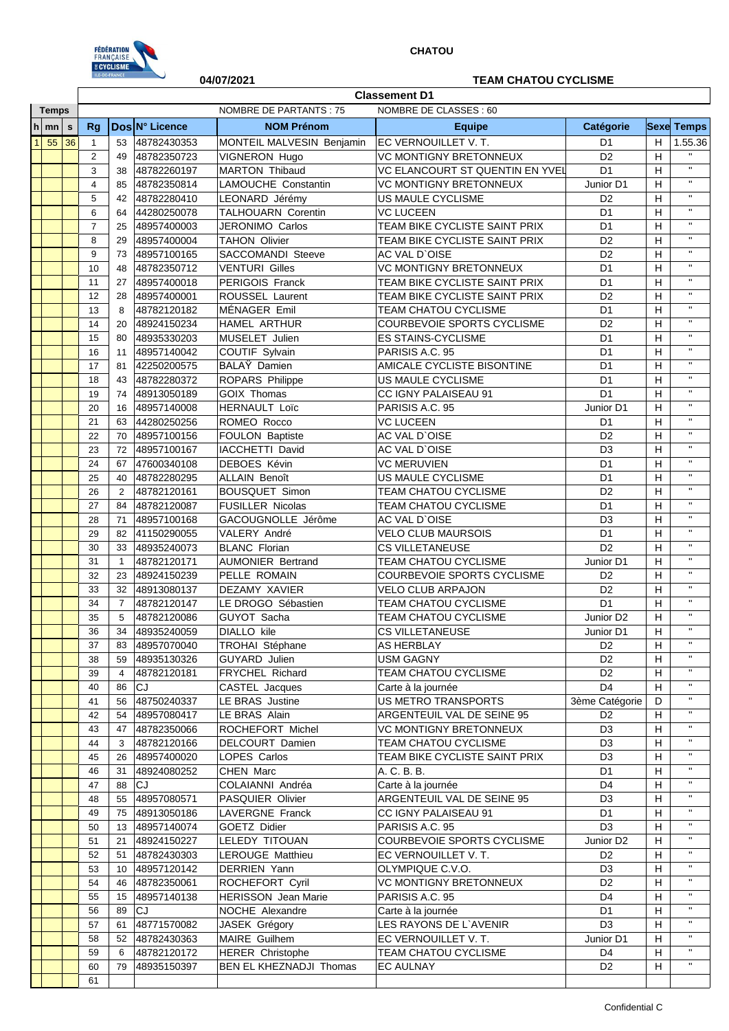**CHATOU**

**04/07/2021** **TEAM CHATOU CYCLISME**

**Classement D1**

NOMBRE DE PARTANTS : 75 NOMBRE DE CLASSES : 60

| Temps h | mn | s | Rg | Dos | N° Licence | NOM Prénom | Equipe | Catégorie | Sexe | Temps |
|---|---|---|---|---|---|---|---|---|---|---|
| 1 | 55 | 36 | 1 | 53 | 48782430353 | MONTEIL MALVESIN Benjamin | EC VERNOUILLET V. T. | D1 | H | 1.55.36 |
| | | | 2 | 49 | 48782350723 | VIGNERON Hugo | VC MONTIGNY BRETONNEUX | D2 | H | " |
| | | | 3 | 38 | 48782260197 | MARTON Thibaud | VC ELANCOURT ST QUENTIN EN YVEL | D1 | H | " |
| | | | 4 | 85 | 48782350814 | LAMOUCHE Constantin | VC MONTIGNY BRETONNEUX | Junior D1 | H | " |
| | | | 5 | 42 | 48782280410 | LEONARD Jérémy | US MAULE CYCLISME | D2 | H | " |
| | | | 6 | 64 | 44280250078 | TALHOUARN Corentin | VC LUCEEN | D1 | H | " |
| | | | 7 | 25 | 48957400003 | JERONIMO Carlos | TEAM BIKE CYCLISTE SAINT PRIX | D1 | H | " |
| | | | 8 | 29 | 48957400004 | TAHON Olivier | TEAM BIKE CYCLISTE SAINT PRIX | D2 | H | " |
| | | | 9 | 73 | 48957100165 | SACCOMANDI Steeve | AC VAL D`OISE | D2 | H | " |
| | | | 10 | 48 | 48782350712 | VENTURI Gilles | VC MONTIGNY BRETONNEUX | D1 | H | " |
| | | | 11 | 27 | 48957400018 | PERIGOIS Franck | TEAM BIKE CYCLISTE SAINT PRIX | D1 | H | " |
| | | | 12 | 28 | 48957400001 | ROUSSEL Laurent | TEAM BIKE CYCLISTE SAINT PRIX | D2 | H | " |
| | | | 13 | 8 | 48782120182 | MÉNAGER Emil | TEAM CHATOU CYCLISME | D1 | H | " |
| | | | 14 | 20 | 48924150234 | HAMEL ARTHUR | COURBEVOIE SPORTS CYCLISME | D2 | H | " |
| | | | 15 | 80 | 48935330203 | MUSELET Julien | ES STAINS-CYCLISME | D1 | H | " |
| | | | 16 | 11 | 48957140042 | COUTIF Sylvain | PARISIS A.C. 95 | D1 | H | " |
| | | | 17 | 81 | 42250200575 | BALAŸ Damien | AMICALE CYCLISTE BISONTINE | D1 | H | " |
| | | | 18 | 43 | 48782280372 | ROPARS Philippe | US MAULE CYCLISME | D1 | H | " |
| | | | 19 | 74 | 48913050189 | GOIX Thomas | CC IGNY PALAISEAU 91 | D1 | H | " |
| | | | 20 | 16 | 48957140008 | HERNAULT Loïc | PARISIS A.C. 95 | Junior D1 | H | " |
| | | | 21 | 63 | 44280250256 | ROMEO Rocco | VC LUCEEN | D1 | H | " |
| | | | 22 | 70 | 48957100156 | FOULON Baptiste | AC VAL D`OISE | D2 | H | " |
| | | | 23 | 72 | 48957100167 | IACCHETTI David | AC VAL D`OISE | D3 | H | " |
| | | | 24 | 67 | 47600340108 | DEBOES Kévin | VC MERUVIEN | D1 | H | " |
| | | | 25 | 40 | 48782280295 | ALLAIN Benoît | US MAULE CYCLISME | D1 | H | " |
| | | | 26 | 2 | 48782120161 | BOUSQUET Simon | TEAM CHATOU CYCLISME | D2 | H | " |
| | | | 27 | 84 | 48782120087 | FUSILLER Nicolas | TEAM CHATOU CYCLISME | D1 | H | " |
| | | | 28 | 71 | 48957100168 | GACOUGNOLLE Jérôme | AC VAL D`OISE | D3 | H | " |
| | | | 29 | 82 | 41150290055 | VALERY André | VELO CLUB MAURSOIS | D1 | H | " |
| | | | 30 | 33 | 48935240073 | BLANC Florian | CS VILLETANEUSE | D2 | H | " |
| | | | 31 | 1 | 48782120171 | AUMONIER Bertrand | TEAM CHATOU CYCLISME | Junior D1 | H | " |
| | | | 32 | 23 | 48924150239 | PELLE ROMAIN | COURBEVOIE SPORTS CYCLISME | D2 | H | " |
| | | | 33 | 32 | 48913080137 | DEZAMY XAVIER | VELO CLUB ARPAJON | D2 | H | " |
| | | | 34 | 7 | 48782120147 | LE DROGO Sébastien | TEAM CHATOU CYCLISME | D1 | H | " |
| | | | 35 | 5 | 48782120086 | GUYOT Sacha | TEAM CHATOU CYCLISME | Junior D2 | H | " |
| | | | 36 | 34 | 48935240059 | DIALLO kile | CS VILLETANEUSE | Junior D1 | H | " |
| | | | 37 | 83 | 48957070040 | TROHAI Stéphane | AS HERBLAY | D2 | H | " |
| | | | 38 | 59 | 48935130326 | GUYARD Julien | USM GAGNY | D2 | H | " |
| | | | 39 | 4 | 48782120181 | FRYCHEL Richard | TEAM CHATOU CYCLISME | D2 | H | " |
| | | | 40 | 86 | CJ | CASTEL Jacques | Carte à la journée | D4 | H | " |
| | | | 41 | 56 | 48750240337 | LE BRAS Justine | US METRO TRANSPORTS | 3ème Catégorie | D | " |
| | | | 42 | 54 | 48957080417 | LE BRAS Alain | ARGENTEUIL VAL DE SEINE 95 | D2 | H | " |
| | | | 43 | 47 | 48782350066 | ROCHEFORT Michel | VC MONTIGNY BRETONNEUX | D3 | H | " |
| | | | 44 | 3 | 48782120166 | DELCOURT Damien | TEAM CHATOU CYCLISME | D3 | H | " |
| | | | 45 | 26 | 48957400020 | LOPES Carlos | TEAM BIKE CYCLISTE SAINT PRIX | D3 | H | " |
| | | | 46 | 31 | 48924080252 | CHEN Marc | A. C. B. B. | D1 | H | " |
| | | | 47 | 88 | CJ | COLAIANNI Andréa | Carte à la journée | D4 | H | " |
| | | | 48 | 55 | 48957080571 | PASQUIER Olivier | ARGENTEUIL VAL DE SEINE 95 | D3 | H | " |
| | | | 49 | 75 | 48913050186 | LAVERGNE Franck | CC IGNY PALAISEAU 91 | D1 | H | " |
| | | | 50 | 13 | 48957140074 | GOETZ Didier | PARISIS A.C. 95 | D3 | H | " |
| | | | 51 | 21 | 48924150227 | LELEDY TITOUAN | COURBEVOIE SPORTS CYCLISME | Junior D2 | H | " |
| | | | 52 | 51 | 48782430303 | LEROUGE Matthieu | EC VERNOUILLET V. T. | D2 | H | " |
| | | | 53 | 10 | 48957120142 | DERRIEN Yann | OLYMPIQUE C.V.O. | D3 | H | " |
| | | | 54 | 46 | 48782350061 | ROCHEFORT Cyril | VC MONTIGNY BRETONNEUX | D2 | H | " |
| | | | 55 | 15 | 48957140138 | HERISSON Jean Marie | PARISIS A.C. 95 | D4 | H | " |
| | | | 56 | 89 | CJ | NOCHE Alexandre | Carte à la journée | D1 | H | " |
| | | | 57 | 61 | 48771570082 | JASEK Grégory | LES RAYONS DE L`AVENIR | D3 | H | " |
| | | | 58 | 52 | 48782430363 | MAIRE Guilhem | EC VERNOUILLET V. T. | Junior D1 | H | " |
| | | | 59 | 6 | 48782120172 | HERER Christophe | TEAM CHATOU CYCLISME | D4 | H | " |
| | | | 60 | 79 | 48935150397 | BEN EL KHEZNADJI Thomas | EC AULNAY | D2 | H | " |
| | | | 61 | | | | | | | |

Confidential C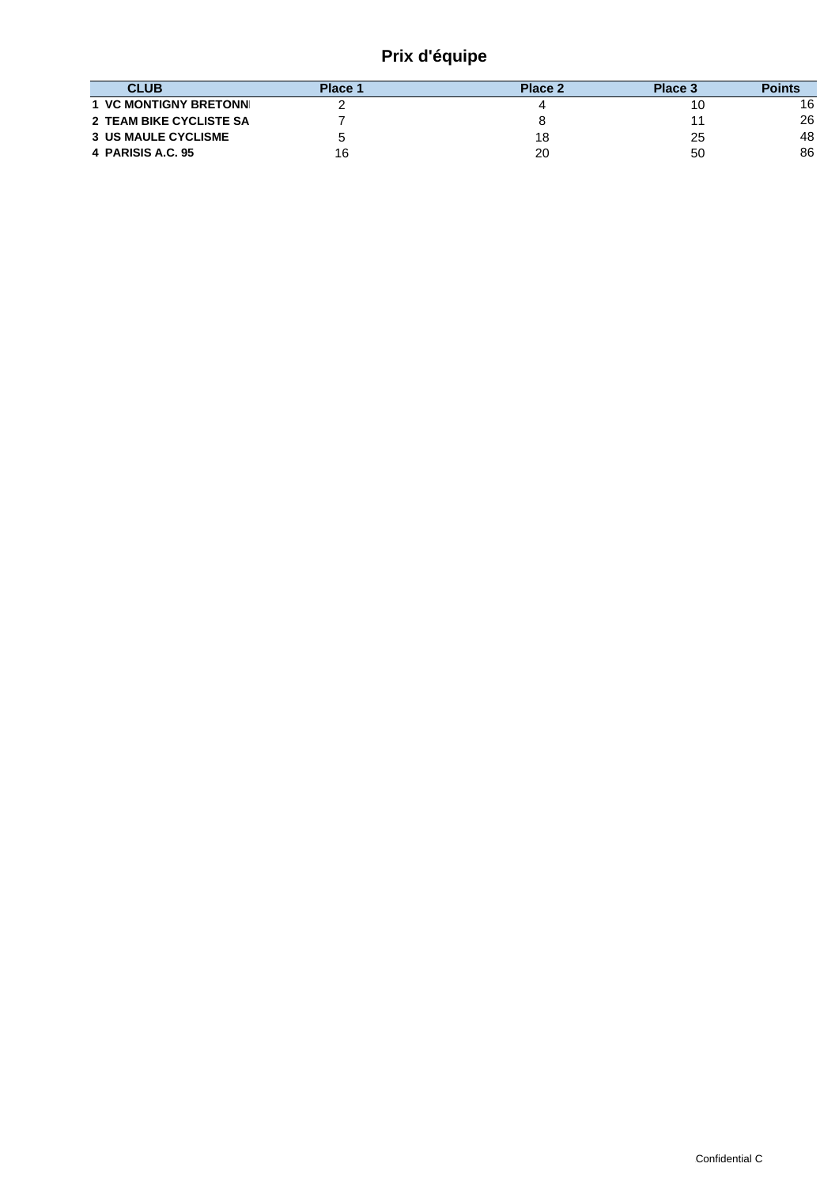# Prix d'équipe

| CLUB | Place 1 | Place 2 | Place 3 | Points |
|---|---|---|---|---|
| 1 VC MONTIGNY BRETONNI | 2 | 4 | 10 | 16 |
| 2 TEAM BIKE CYCLISTE SA | 7 | 8 | 11 | 26 |
| 3 US MAULE CYCLISME | 5 | 18 | 25 | 48 |
| 4 PARISIS A.C. 95 | 16 | 20 | 50 | 86 |

Confidential C